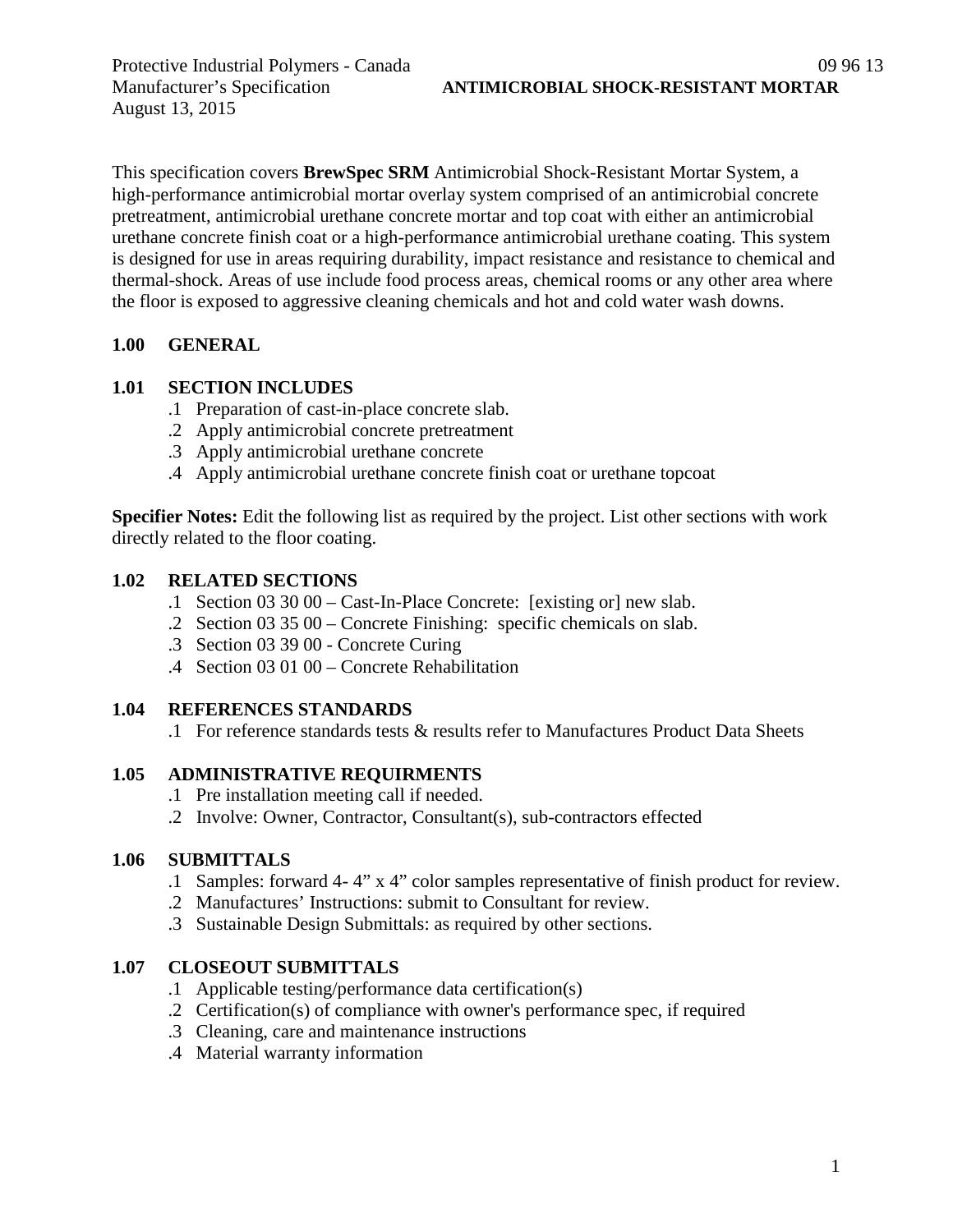This specification covers **BrewSpec SRM** Antimicrobial Shock-Resistant Mortar System, a high-performance antimicrobial mortar overlay system comprised of an antimicrobial concrete pretreatment, antimicrobial urethane concrete mortar and top coat with either an antimicrobial urethane concrete finish coat or a high-performance antimicrobial urethane coating. This system is designed for use in areas requiring durability, impact resistance and resistance to chemical and thermal-shock. Areas of use include food process areas, chemical rooms or any other area where the floor is exposed to aggressive cleaning chemicals and hot and cold water wash downs.

## 1.00 GENERAL

### 1.01 SECTION INCLUDES

.1 Preparation of cast-in-place concrete slab.
.2 Apply antimicrobial concrete pretreatment
.3 Apply antimicrobial urethane concrete
.4 Apply antimicrobial urethane concrete finish coat or urethane topcoat

**Specifier Notes:** Edit the following list as required by the project. List other sections with work directly related to the floor coating.

### 1.02 RELATED SECTIONS

.1 Section 03 30 00 – Cast-In-Place Concrete: [existing or] new slab.
.2 Section 03 35 00 – Concrete Finishing: specific chemicals on slab.
.3 Section 03 39 00 - Concrete Curing
.4 Section 03 01 00 – Concrete Rehabilitation

### 1.04 REFERENCES STANDARDS

.1 For reference standards tests & results refer to Manufactures Product Data Sheets

### 1.05 ADMINISTRATIVE REQUIRMENTS

.1 Pre installation meeting call if needed.
.2 Involve: Owner, Contractor, Consultant(s), sub-contractors effected

### 1.06 SUBMITTALS

.1 Samples: forward 4- 4" x 4" color samples representative of finish product for review.
.2 Manufactures' Instructions: submit to Consultant for review.
.3 Sustainable Design Submittals: as required by other sections.

### 1.07 CLOSEOUT SUBMITTALS

.1 Applicable testing/performance data certification(s)
.2 Certification(s) of compliance with owner's performance spec, if required
.3 Cleaning, care and maintenance instructions
.4 Material warranty information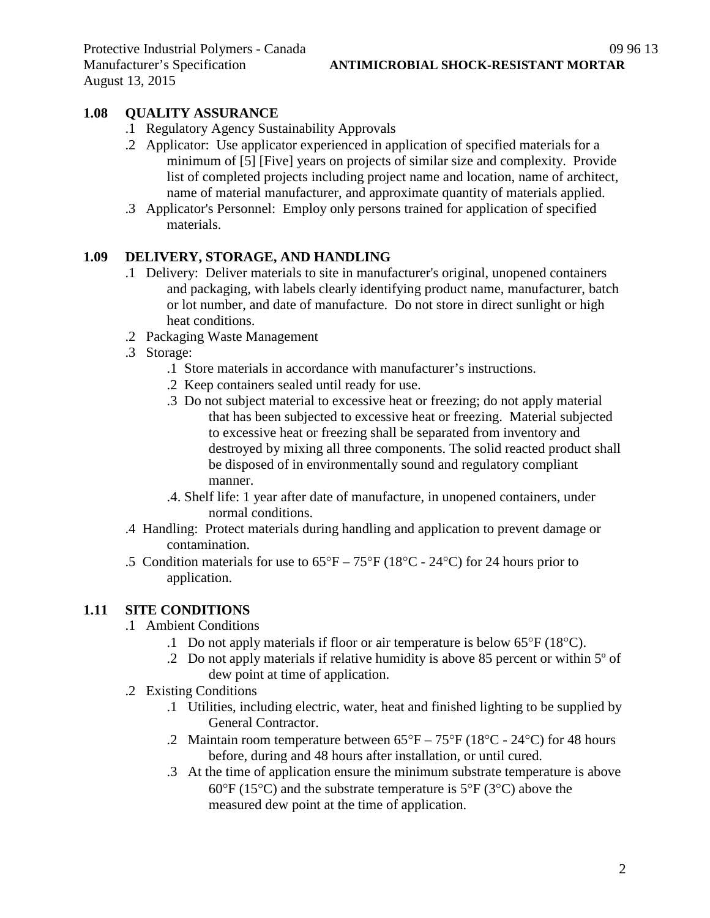## 1.08 QUALITY ASSURANCE

.1 Regulatory Agency Sustainability Approvals

.2 Applicator: Use applicator experienced in application of specified materials for a minimum of [5] [Five] years on projects of similar size and complexity. Provide list of completed projects including project name and location, name of architect, name of material manufacturer, and approximate quantity of materials applied.

.3 Applicator's Personnel: Employ only persons trained for application of specified materials.

## 1.09 DELIVERY, STORAGE, AND HANDLING

.1 Delivery: Deliver materials to site in manufacturer's original, unopened containers and packaging, with labels clearly identifying product name, manufacturer, batch or lot number, and date of manufacture. Do not store in direct sunlight or high heat conditions.

.2 Packaging Waste Management

.3 Storage:

- .1 Store materials in accordance with manufacturer's instructions.
- .2 Keep containers sealed until ready for use.
- .3 Do not subject material to excessive heat or freezing; do not apply material that has been subjected to excessive heat or freezing. Material subjected to excessive heat or freezing shall be separated from inventory and destroyed by mixing all three components. The solid reacted product shall be disposed of in environmentally sound and regulatory compliant manner.
- .4. Shelf life: 1 year after date of manufacture, in unopened containers, under normal conditions.

.4 Handling: Protect materials during handling and application to prevent damage or contamination.

.5 Condition materials for use to 65°F – 75°F (18°C - 24°C) for 24 hours prior to application.

## 1.11 SITE CONDITIONS

.1 Ambient Conditions

- .1 Do not apply materials if floor or air temperature is below 65°F (18°C).
- .2 Do not apply materials if relative humidity is above 85 percent or within 5º of dew point at time of application.

.2 Existing Conditions

- .1 Utilities, including electric, water, heat and finished lighting to be supplied by General Contractor.
- .2 Maintain room temperature between 65°F – 75°F (18°C - 24°C) for 48 hours before, during and 48 hours after installation, or until cured.
- .3 At the time of application ensure the minimum substrate temperature is above 60°F (15°C) and the substrate temperature is 5°F (3°C) above the measured dew point at the time of application.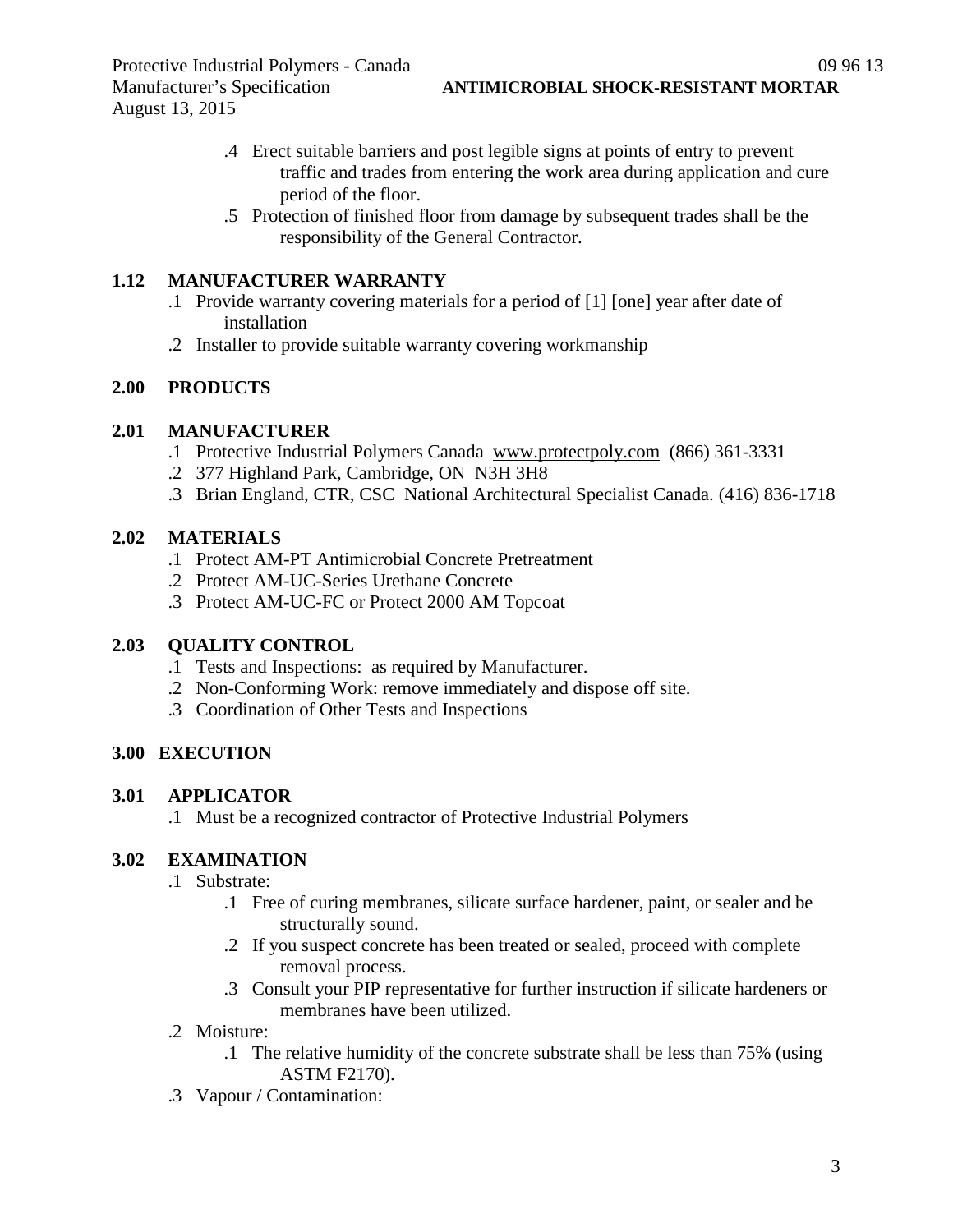.4 Erect suitable barriers and post legible signs at points of entry to prevent traffic and trades from entering the work area during application and cure period of the floor.

.5 Protection of finished floor from damage by subsequent trades shall be the responsibility of the General Contractor.

## 1.12 MANUFACTURER WARRANTY

.1 Provide warranty covering materials for a period of [1] [one] year after date of installation

.2 Installer to provide suitable warranty covering workmanship

# 2.00 PRODUCTS

## 2.01 MANUFACTURER

.1 Protective Industrial Polymers Canada www.protectpoly.com (866) 361-3331

.2 377 Highland Park, Cambridge, ON N3H 3H8

.3 Brian England, CTR, CSC National Architectural Specialist Canada. (416) 836-1718

## 2.02 MATERIALS

.1 Protect AM-PT Antimicrobial Concrete Pretreatment

.2 Protect AM-UC-Series Urethane Concrete

.3 Protect AM-UC-FC or Protect 2000 AM Topcoat

## 2.03 QUALITY CONTROL

.1 Tests and Inspections: as required by Manufacturer.

.2 Non-Conforming Work: remove immediately and dispose off site.

.3 Coordination of Other Tests and Inspections

# 3.00 EXECUTION

## 3.01 APPLICATOR

.1 Must be a recognized contractor of Protective Industrial Polymers

## 3.02 EXAMINATION

.1 Substrate:

  .1 Free of curing membranes, silicate surface hardener, paint, or sealer and be structurally sound.

  .2 If you suspect concrete has been treated or sealed, proceed with complete removal process.

  .3 Consult your PIP representative for further instruction if silicate hardeners or membranes have been utilized.

.2 Moisture:

  .1 The relative humidity of the concrete substrate shall be less than 75% (using ASTM F2170).

.3 Vapour / Contamination: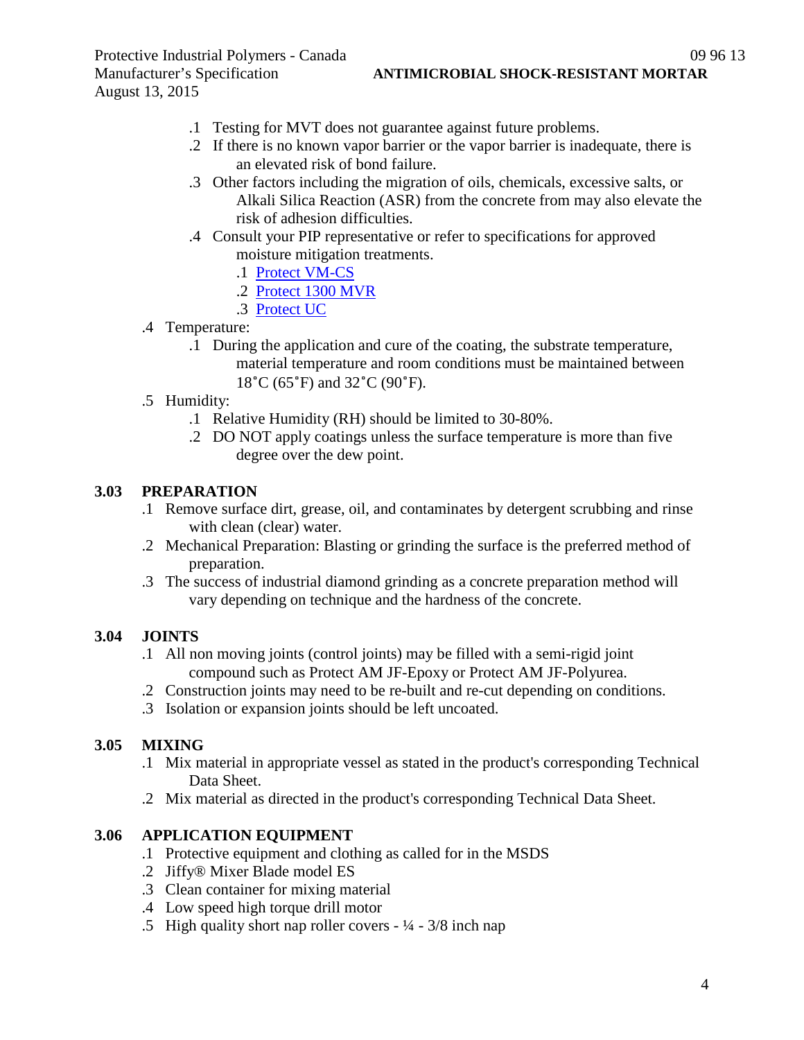- .1 Testing for MVT does not guarantee against future problems.
- .2 If there is no known vapor barrier or the vapor barrier is inadequate, there is an elevated risk of bond failure.
- .3 Other factors including the migration of oils, chemicals, excessive salts, or Alkali Silica Reaction (ASR) from the concrete from may also elevate the risk of adhesion difficulties.
- .4 Consult your PIP representative or refer to specifications for approved moisture mitigation treatments.
  - .1 Protect VM-CS
  - .2 Protect 1300 MVR
  - .3 Protect UC

.4 Temperature:

- .1 During the application and cure of the coating, the substrate temperature, material temperature and room conditions must be maintained between 18˚C (65˚F) and 32˚C (90˚F).

.5 Humidity:

- .1 Relative Humidity (RH) should be limited to 30-80%.
- .2 DO NOT apply coatings unless the surface temperature is more than five degree over the dew point.

## 3.03 PREPARATION

- .1 Remove surface dirt, grease, oil, and contaminates by detergent scrubbing and rinse with clean (clear) water.
- .2 Mechanical Preparation: Blasting or grinding the surface is the preferred method of preparation.
- .3 The success of industrial diamond grinding as a concrete preparation method will vary depending on technique and the hardness of the concrete.

## 3.04 JOINTS

- .1 All non moving joints (control joints) may be filled with a semi-rigid joint compound such as Protect AM JF-Epoxy or Protect AM JF-Polyurea.
- .2 Construction joints may need to be re-built and re-cut depending on conditions.
- .3 Isolation or expansion joints should be left uncoated.

## 3.05 MIXING

- .1 Mix material in appropriate vessel as stated in the product's corresponding Technical Data Sheet.
- .2 Mix material as directed in the product's corresponding Technical Data Sheet.

## 3.06 APPLICATION EQUIPMENT

- .1 Protective equipment and clothing as called for in the MSDS
- .2 Jiffy® Mixer Blade model ES
- .3 Clean container for mixing material
- .4 Low speed high torque drill motor
- .5 High quality short nap roller covers - ¼ - 3/8 inch nap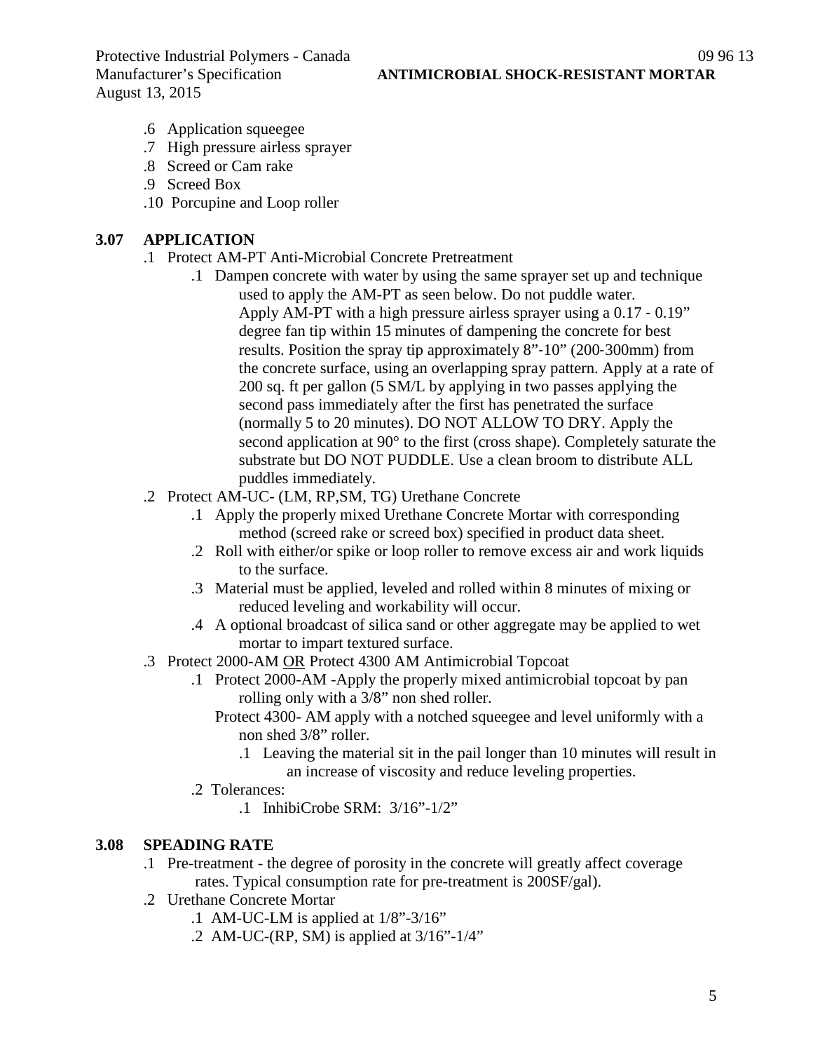.6 Application squeegee
.7 High pressure airless sprayer
.8 Screed or Cam rake
.9 Screed Box
.10 Porcupine and Loop roller

**3.07 APPLICATION**

.1 Protect AM-PT Anti-Microbial Concrete Pretreatment

.1 Dampen concrete with water by using the same sprayer set up and technique used to apply the AM-PT as seen below. Do not puddle water. Apply AM-PT with a high pressure airless sprayer using a 0.17 - 0.19" degree fan tip within 15 minutes of dampening the concrete for best results. Position the spray tip approximately 8"-10" (200-300mm) from the concrete surface, using an overlapping spray pattern. Apply at a rate of 200 sq. ft per gallon (5 SM/L by applying in two passes applying the second pass immediately after the first has penetrated the surface (normally 5 to 20 minutes). DO NOT ALLOW TO DRY. Apply the second application at 90° to the first (cross shape). Completely saturate the substrate but DO NOT PUDDLE. Use a clean broom to distribute ALL puddles immediately.

.2 Protect AM-UC- (LM, RP,SM, TG) Urethane Concrete

.1 Apply the properly mixed Urethane Concrete Mortar with corresponding method (screed rake or screed box) specified in product data sheet.

.2 Roll with either/or spike or loop roller to remove excess air and work liquids to the surface.

.3 Material must be applied, leveled and rolled within 8 minutes of mixing or reduced leveling and workability will occur.

.4 A optional broadcast of silica sand or other aggregate may be applied to wet mortar to impart textured surface.

.3 Protect 2000-AM <u>OR</u> Protect 4300 AM Antimicrobial Topcoat

.1 Protect 2000-AM -Apply the properly mixed antimicrobial topcoat by pan rolling only with a 3/8" non shed roller.

Protect 4300- AM apply with a notched squeegee and level uniformly with a non shed 3/8" roller.

.1 Leaving the material sit in the pail longer than 10 minutes will result in an increase of viscosity and reduce leveling properties.

.2 Tolerances:

.1 InhibiCrobe SRM: 3/16"-1/2"

**3.08 SPEADING RATE**

.1 Pre-treatment - the degree of porosity in the concrete will greatly affect coverage rates. Typical consumption rate for pre-treatment is 200SF/gal).

.2 Urethane Concrete Mortar

.1 AM-UC-LM is applied at 1/8"-3/16"

.2 AM-UC-(RP, SM) is applied at 3/16"-1/4"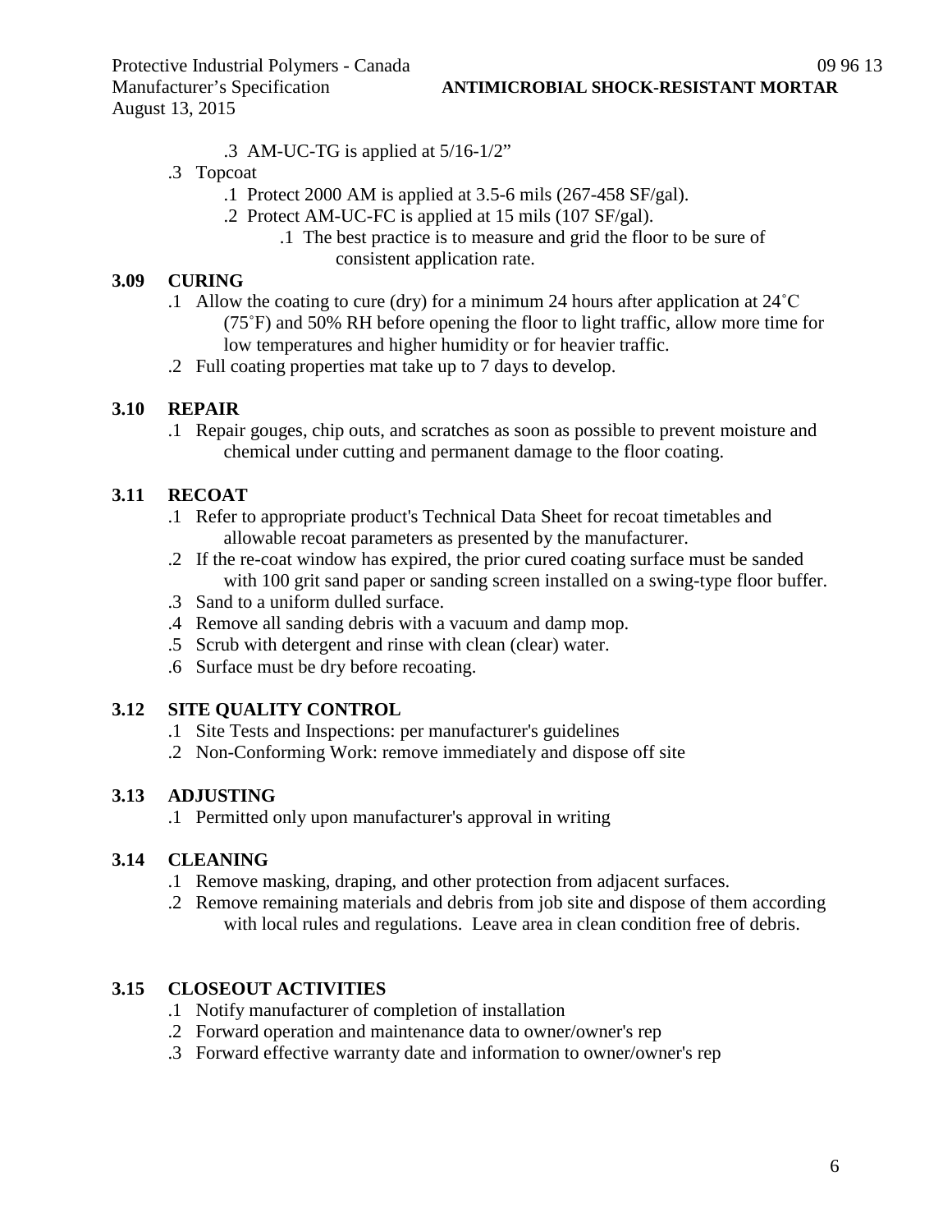.3 AM-UC-TG is applied at 5/16-1/2"

.3 Topcoat

.1 Protect 2000 AM is applied at 3.5-6 mils (267-458 SF/gal).

.2 Protect AM-UC-FC is applied at 15 mils (107 SF/gal).

.1 The best practice is to measure and grid the floor to be sure of consistent application rate.

### 3.09 CURING

.1 Allow the coating to cure (dry) for a minimum 24 hours after application at 24˚C (75˚F) and 50% RH before opening the floor to light traffic, allow more time for low temperatures and higher humidity or for heavier traffic.

.2 Full coating properties mat take up to 7 days to develop.

### 3.10 REPAIR

.1 Repair gouges, chip outs, and scratches as soon as possible to prevent moisture and chemical under cutting and permanent damage to the floor coating.

### 3.11 RECOAT

.1 Refer to appropriate product's Technical Data Sheet for recoat timetables and allowable recoat parameters as presented by the manufacturer.

.2 If the re-coat window has expired, the prior cured coating surface must be sanded with 100 grit sand paper or sanding screen installed on a swing-type floor buffer.

.3 Sand to a uniform dulled surface.

.4 Remove all sanding debris with a vacuum and damp mop.

.5 Scrub with detergent and rinse with clean (clear) water.

.6 Surface must be dry before recoating.

### 3.12 SITE QUALITY CONTROL

.1 Site Tests and Inspections: per manufacturer's guidelines

.2 Non-Conforming Work: remove immediately and dispose off site

### 3.13 ADJUSTING

.1 Permitted only upon manufacturer's approval in writing

### 3.14 CLEANING

.1 Remove masking, draping, and other protection from adjacent surfaces.

.2 Remove remaining materials and debris from job site and dispose of them according with local rules and regulations. Leave area in clean condition free of debris.

### 3.15 CLOSEOUT ACTIVITIES

.1 Notify manufacturer of completion of installation

.2 Forward operation and maintenance data to owner/owner's rep

.3 Forward effective warranty date and information to owner/owner's rep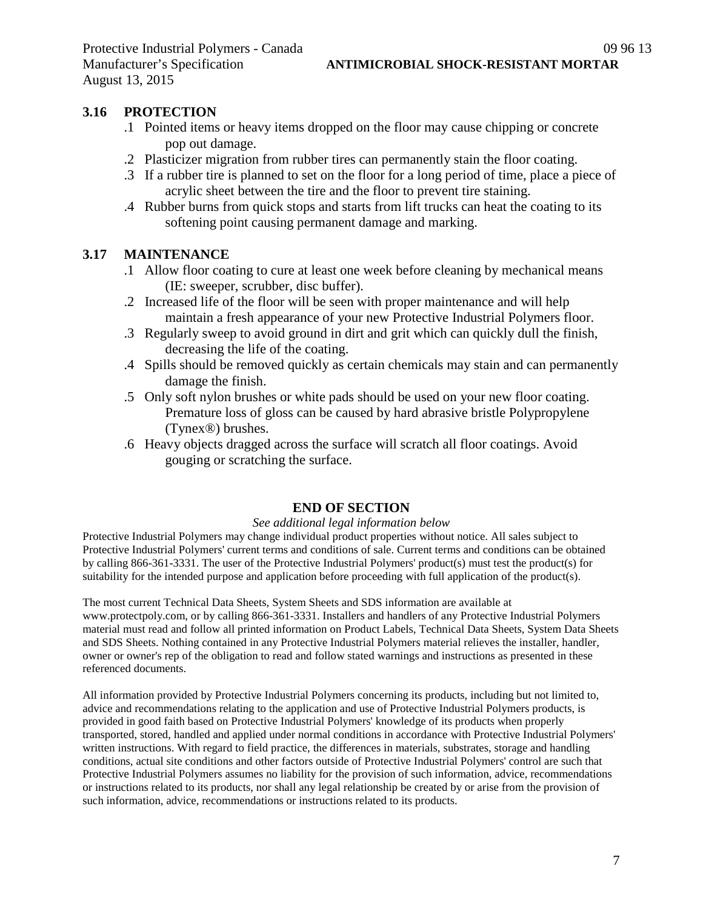## 3.16 PROTECTION

.1 Pointed items or heavy items dropped on the floor may cause chipping or concrete pop out damage.

.2 Plasticizer migration from rubber tires can permanently stain the floor coating.

.3 If a rubber tire is planned to set on the floor for a long period of time, place a piece of acrylic sheet between the tire and the floor to prevent tire staining.

.4 Rubber burns from quick stops and starts from lift trucks can heat the coating to its softening point causing permanent damage and marking.

## 3.17 MAINTENANCE

.1 Allow floor coating to cure at least one week before cleaning by mechanical means (IE: sweeper, scrubber, disc buffer).

.2 Increased life of the floor will be seen with proper maintenance and will help maintain a fresh appearance of your new Protective Industrial Polymers floor.

.3 Regularly sweep to avoid ground in dirt and grit which can quickly dull the finish, decreasing the life of the coating.

.4 Spills should be removed quickly as certain chemicals may stain and can permanently damage the finish.

.5 Only soft nylon brushes or white pads should be used on your new floor coating. Premature loss of gloss can be caused by hard abrasive bristle Polypropylene (Tynex®) brushes.

.6 Heavy objects dragged across the surface will scratch all floor coatings. Avoid gouging or scratching the surface.

**END OF SECTION**

*See additional legal information below*

Protective Industrial Polymers may change individual product properties without notice. All sales subject to Protective Industrial Polymers' current terms and conditions of sale. Current terms and conditions can be obtained by calling 866-361-3331. The user of the Protective Industrial Polymers' product(s) must test the product(s) for suitability for the intended purpose and application before proceeding with full application of the product(s).

The most current Technical Data Sheets, System Sheets and SDS information are available at www.protectpoly.com, or by calling 866-361-3331. Installers and handlers of any Protective Industrial Polymers material must read and follow all printed information on Product Labels, Technical Data Sheets, System Data Sheets and SDS Sheets. Nothing contained in any Protective Industrial Polymers material relieves the installer, handler, owner or owner's rep of the obligation to read and follow stated warnings and instructions as presented in these referenced documents.

All information provided by Protective Industrial Polymers concerning its products, including but not limited to, advice and recommendations relating to the application and use of Protective Industrial Polymers products, is provided in good faith based on Protective Industrial Polymers' knowledge of its products when properly transported, stored, handled and applied under normal conditions in accordance with Protective Industrial Polymers' written instructions. With regard to field practice, the differences in materials, substrates, storage and handling conditions, actual site conditions and other factors outside of Protective Industrial Polymers' control are such that Protective Industrial Polymers assumes no liability for the provision of such information, advice, recommendations or instructions related to its products, nor shall any legal relationship be created by or arise from the provision of such information, advice, recommendations or instructions related to its products.